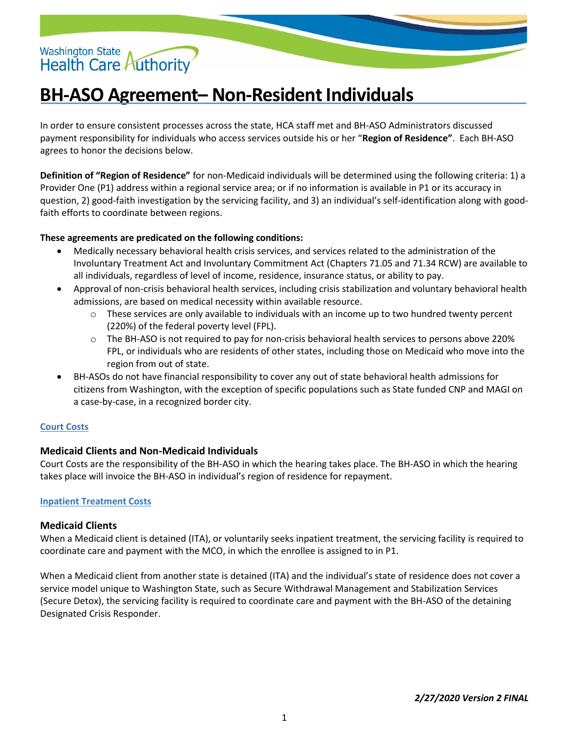Washington State Health Care Authority

# BH-ASO Agreement– Non-Resident Individuals

In order to ensure consistent processes across the state, HCA staff met and BH-ASO Administrators discussed payment responsibility for individuals who access services outside his or her "**Region of Residence"**. Each BH-ASO agrees to honor the decisions below.

**Definition of "Region of Residence"** for non-Medicaid individuals will be determined using the following criteria: 1) a Provider One (P1) address within a regional service area; or if no information is available in P1 or its accuracy in question, 2) good-faith investigation by the servicing facility, and 3) an individual's self-identification along with good-faith efforts to coordinate between regions.

**These agreements are predicated on the following conditions:**

- Medically necessary behavioral health crisis services, and services related to the administration of the Involuntary Treatment Act and Involuntary Commitment Act (Chapters 71.05 and 71.34 RCW) are available to all individuals, regardless of level of income, residence, insurance status, or ability to pay.
- Approval of non-crisis behavioral health services, including crisis stabilization and voluntary behavioral health admissions, are based on medical necessity within available resource.
  - These services are only available to individuals with an income up to two hundred twenty percent (220%) of the federal poverty level (FPL).
  - The BH-ASO is not required to pay for non-crisis behavioral health services to persons above 220% FPL, or individuals who are residents of other states, including those on Medicaid who move into the region from out of state.
- BH-ASOs do not have financial responsibility to cover any out of state behavioral health admissions for citizens from Washington, with the exception of specific populations such as State funded CNP and MAGI on a case-by-case, in a recognized border city.

## Court Costs

### Medicaid Clients and Non-Medicaid Individuals

Court Costs are the responsibility of the BH-ASO in which the hearing takes place. The BH-ASO in which the hearing takes place will invoice the BH-ASO in individual's region of residence for repayment.

## Inpatient Treatment Costs

### Medicaid Clients

When a Medicaid client is detained (ITA), or voluntarily seeks inpatient treatment, the servicing facility is required to coordinate care and payment with the MCO, in which the enrollee is assigned to in P1.

When a Medicaid client from another state is detained (ITA) and the individual's state of residence does not cover a service model unique to Washington State, such as Secure Withdrawal Management and Stabilization Services (Secure Detox), the servicing facility is required to coordinate care and payment with the BH-ASO of the detaining Designated Crisis Responder.

*2/27/2020 Version 2 FINAL*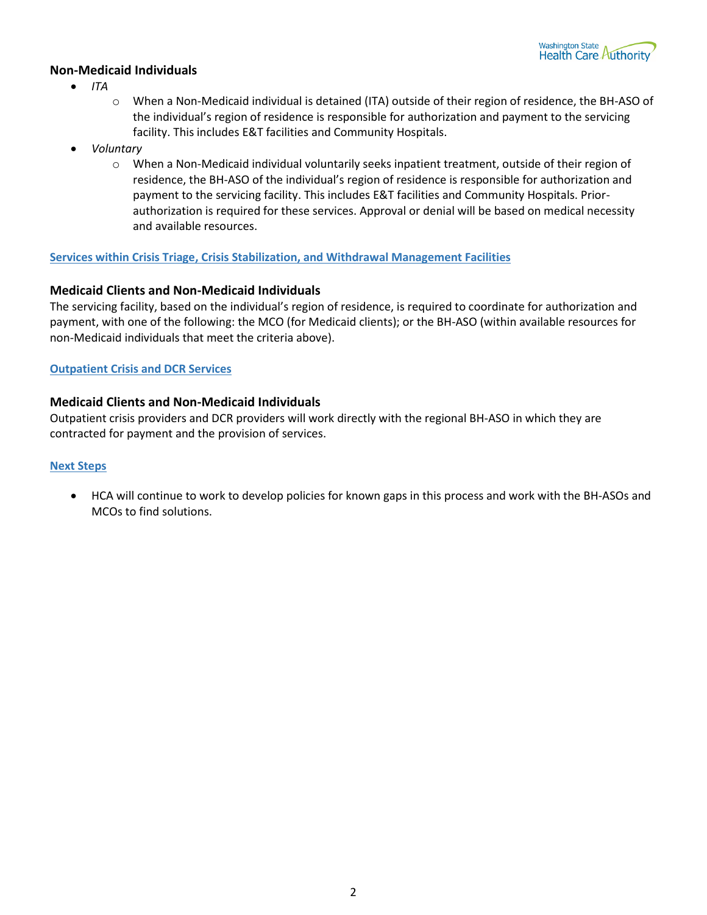### Non-Medicaid Individuals

- *ITA*
  - When a Non-Medicaid individual is detained (ITA) outside of their region of residence, the BH-ASO of the individual's region of residence is responsible for authorization and payment to the servicing facility. This includes E&T facilities and Community Hospitals.
- *Voluntary*
  - When a Non-Medicaid individual voluntarily seeks inpatient treatment, outside of their region of residence, the BH-ASO of the individual's region of residence is responsible for authorization and payment to the servicing facility. This includes E&T facilities and Community Hospitals. Prior-authorization is required for these services. Approval or denial will be based on medical necessity and available resources.

## Services within Crisis Triage, Crisis Stabilization, and Withdrawal Management Facilities

### Medicaid Clients and Non-Medicaid Individuals

The servicing facility, based on the individual's region of residence, is required to coordinate for authorization and payment, with one of the following: the MCO (for Medicaid clients); or the BH-ASO (within available resources for non-Medicaid individuals that meet the criteria above).

## Outpatient Crisis and DCR Services

### Medicaid Clients and Non-Medicaid Individuals

Outpatient crisis providers and DCR providers will work directly with the regional BH-ASO in which they are contracted for payment and the provision of services.

## Next Steps

- HCA will continue to work to develop policies for known gaps in this process and work with the BH-ASOs and MCOs to find solutions.